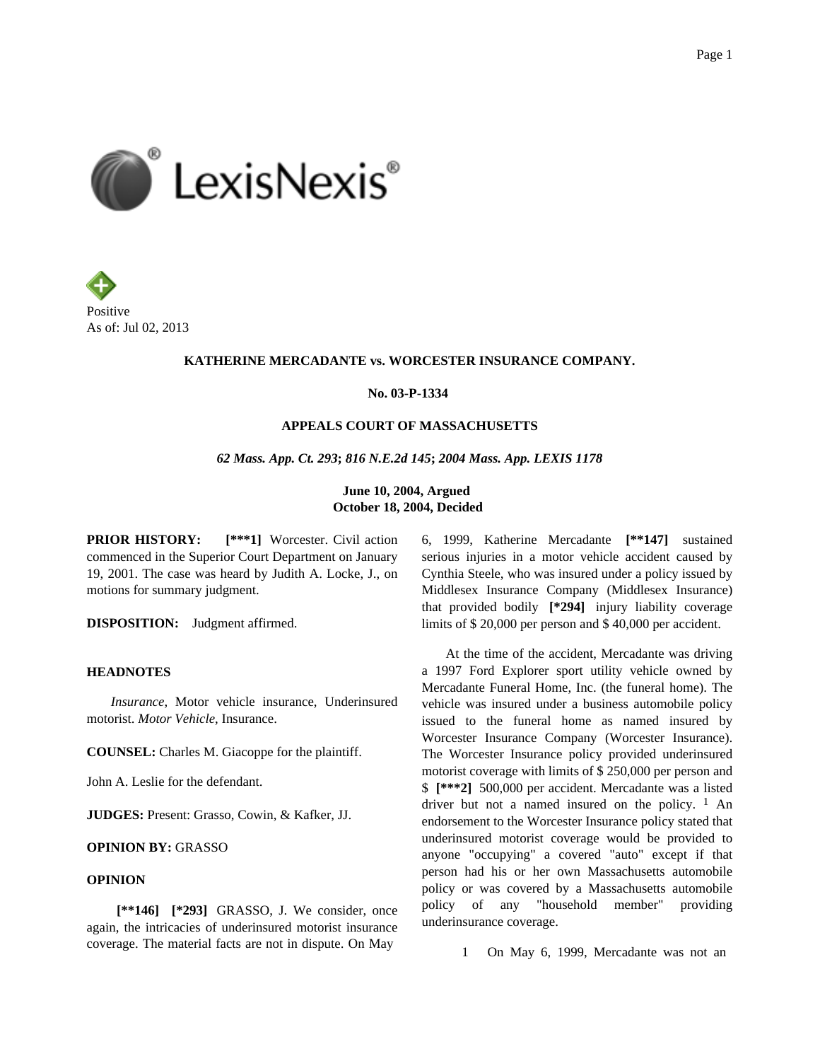Positive
As of: Jul 02, 2013

**KATHERINE MERCADANTE vs. WORCESTER INSURANCE COMPANY.**

**No. 03-P-1334**

**APPEALS COURT OF MASSACHUSETTS**

***62 Mass. App. Ct. 293*; *816 N.E.2d 145*; *2004 Mass. App. LEXIS 1178***

**June 10, 2004, Argued**
**October 18, 2004, Decided**

**PRIOR HISTORY:** **[***1]** Worcester. Civil action commenced in the Superior Court Department on January 19, 2001. The case was heard by Judith A. Locke, J., on motions for summary judgment.

**DISPOSITION:** Judgment affirmed.

**HEADNOTES**

*Insurance*, Motor vehicle insurance, Underinsured motorist. *Motor Vehicle*, Insurance.

**COUNSEL:** Charles M. Giacoppe for the plaintiff.

John A. Leslie for the defendant.

**JUDGES:** Present: Grasso, Cowin, & Kafker, JJ.

**OPINION BY:** GRASSO

**OPINION**

**[**146]** **[*293]** GRASSO, J. We consider, once again, the intricacies of underinsured motorist insurance coverage. The material facts are not in dispute. On May 6, 1999, Katherine Mercadante **[**147]** sustained serious injuries in a motor vehicle accident caused by Cynthia Steele, who was insured under a policy issued by Middlesex Insurance Company (Middlesex Insurance) that provided bodily **[*294]** injury liability coverage limits of $ 20,000 per person and $ 40,000 per accident.

At the time of the accident, Mercadante was driving a 1997 Ford Explorer sport utility vehicle owned by Mercadante Funeral Home, Inc. (the funeral home). The vehicle was insured under a business automobile policy issued to the funeral home as named insured by Worcester Insurance Company (Worcester Insurance). The Worcester Insurance policy provided underinsured motorist coverage with limits of $ 250,000 per person and $ **[***2]** 500,000 per accident. Mercadante was a listed driver but not a named insured on the policy. [1] An endorsement to the Worcester Insurance policy stated that underinsured motorist coverage would be provided to anyone "occupying" a covered "auto" except if that person had his or her own Massachusetts automobile policy or was covered by a Massachusetts automobile policy of any "household member" providing underinsurance coverage.

1 On May 6, 1999, Mercadante was not an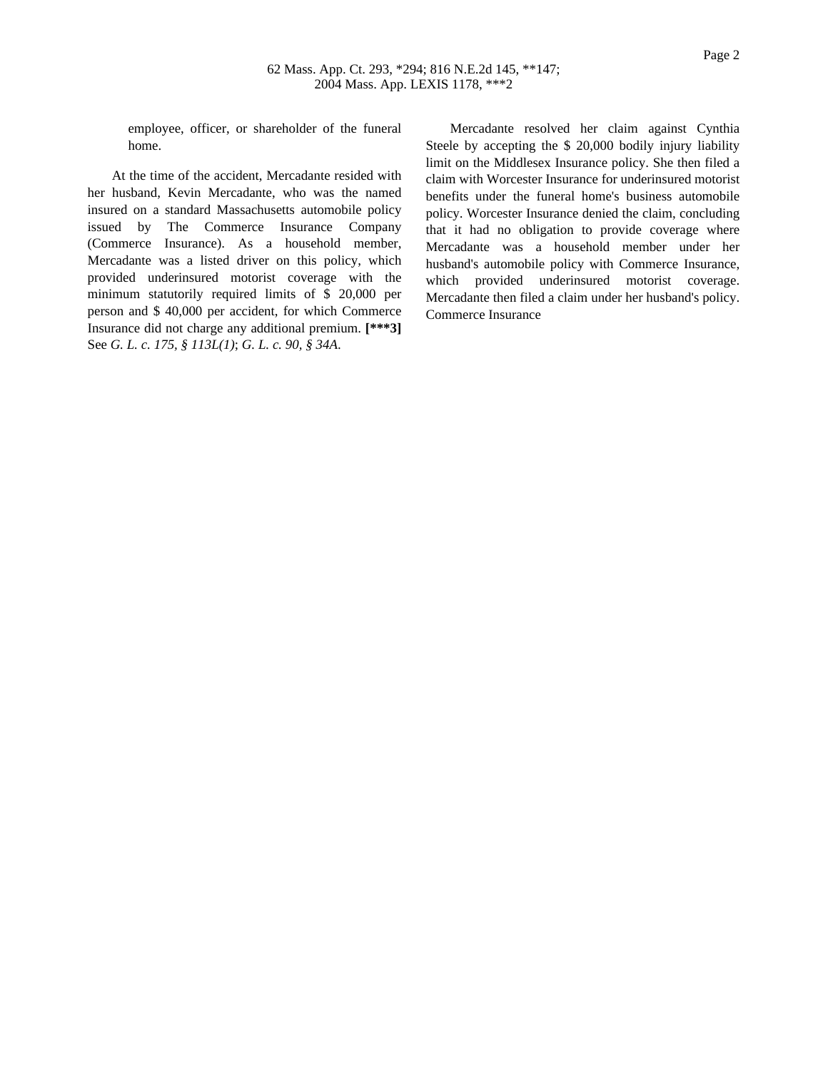employee, officer, or shareholder of the funeral home.

At the time of the accident, Mercadante resided with her husband, Kevin Mercadante, who was the named insured on a standard Massachusetts automobile policy issued by The Commerce Insurance Company (Commerce Insurance). As a household member, Mercadante was a listed driver on this policy, which provided underinsured motorist coverage with the minimum statutorily required limits of $ 20,000 per person and $ 40,000 per accident, for which Commerce Insurance did not charge any additional premium. **[***3]** See *G. L. c. 175, § 113L(1)*; *G. L. c. 90, § 34A*.

Mercadante resolved her claim against Cynthia Steele by accepting the $ 20,000 bodily injury liability limit on the Middlesex Insurance policy. She then filed a claim with Worcester Insurance for underinsured motorist benefits under the funeral home's business automobile policy. Worcester Insurance denied the claim, concluding that it had no obligation to provide coverage where Mercadante was a household member under her husband's automobile policy with Commerce Insurance, which provided underinsured motorist coverage. Mercadante then filed a claim under her husband's policy. Commerce Insurance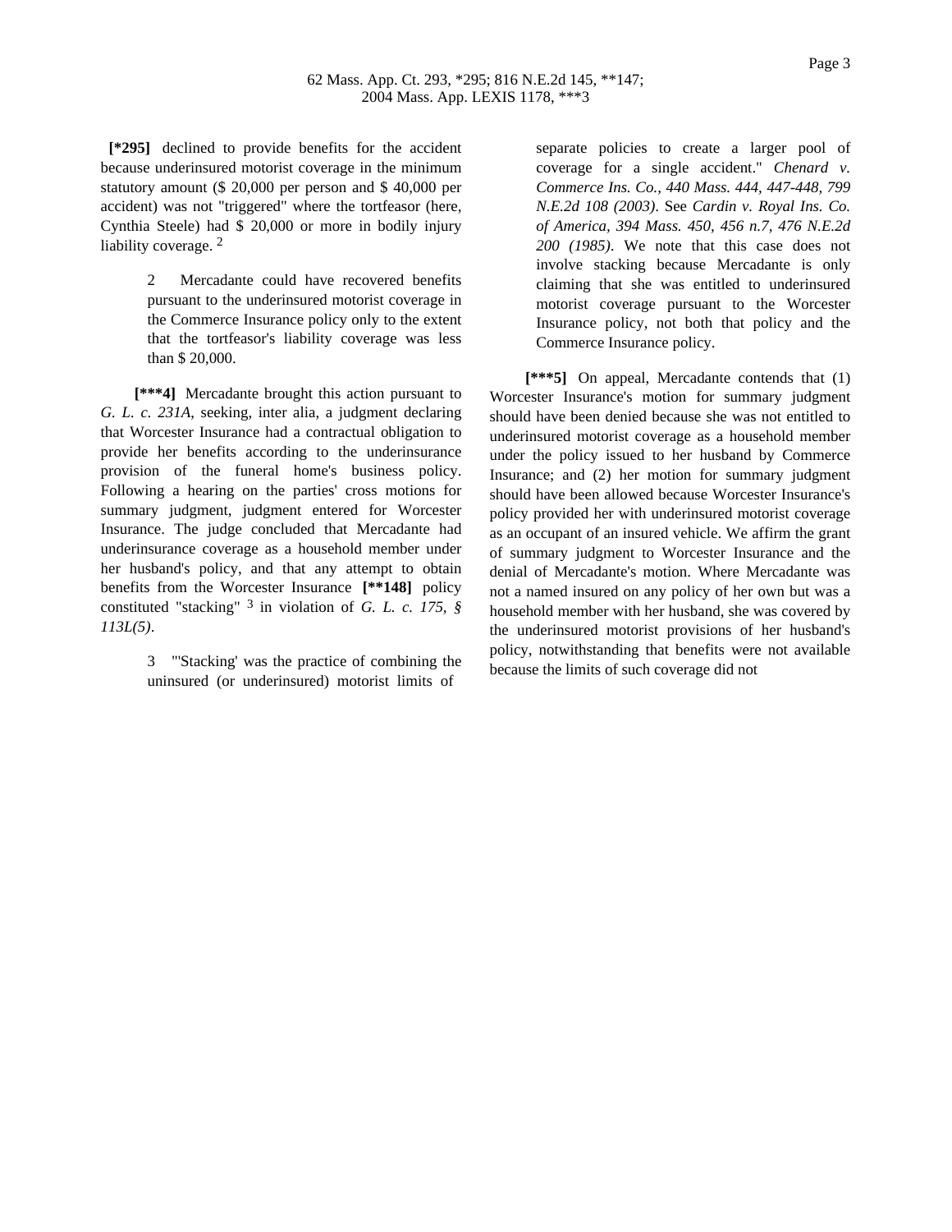**[\*295]** declined to provide benefits for the accident because underinsured motorist coverage in the minimum statutory amount ($ 20,000 per person and $ 40,000 per accident) was not "triggered" where the tortfeasor (here, Cynthia Steele) had $ 20,000 or more in bodily injury liability coverage. [2]

> 2 Mercadante could have recovered benefits pursuant to the underinsured motorist coverage in the Commerce Insurance policy only to the extent that the tortfeasor's liability coverage was less than $ 20,000.

**[\*\*\*4]** Mercadante brought this action pursuant to *G. L. c. 231A*, seeking, inter alia, a judgment declaring that Worcester Insurance had a contractual obligation to provide her benefits according to the underinsurance provision of the funeral home's business policy. Following a hearing on the parties' cross motions for summary judgment, judgment entered for Worcester Insurance. The judge concluded that Mercadante had underinsurance coverage as a household member under her husband's policy, and that any attempt to obtain benefits from the Worcester Insurance **[\*\*148]** policy constituted "stacking" [3] in violation of *G. L. c. 175, § 113L(5)*.

> 3 "'Stacking' was the practice of combining the uninsured (or underinsured) motorist limits of separate policies to create a larger pool of coverage for a single accident." *Chenard v. Commerce Ins. Co., 440 Mass. 444, 447-448, 799 N.E.2d 108 (2003)*. See *Cardin v. Royal Ins. Co. of America, 394 Mass. 450, 456 n.7, 476 N.E.2d 200 (1985)*. We note that this case does not involve stacking because Mercadante is only claiming that she was entitled to underinsured motorist coverage pursuant to the Worcester Insurance policy, not both that policy and the Commerce Insurance policy.

**[\*\*\*5]** On appeal, Mercadante contends that (1) Worcester Insurance's motion for summary judgment should have been denied because she was not entitled to underinsured motorist coverage as a household member under the policy issued to her husband by Commerce Insurance; and (2) her motion for summary judgment should have been allowed because Worcester Insurance's policy provided her with underinsured motorist coverage as an occupant of an insured vehicle. We affirm the grant of summary judgment to Worcester Insurance and the denial of Mercadante's motion. Where Mercadante was not a named insured on any policy of her own but was a household member with her husband, she was covered by the underinsured motorist provisions of her husband's policy, notwithstanding that benefits were not available because the limits of such coverage did not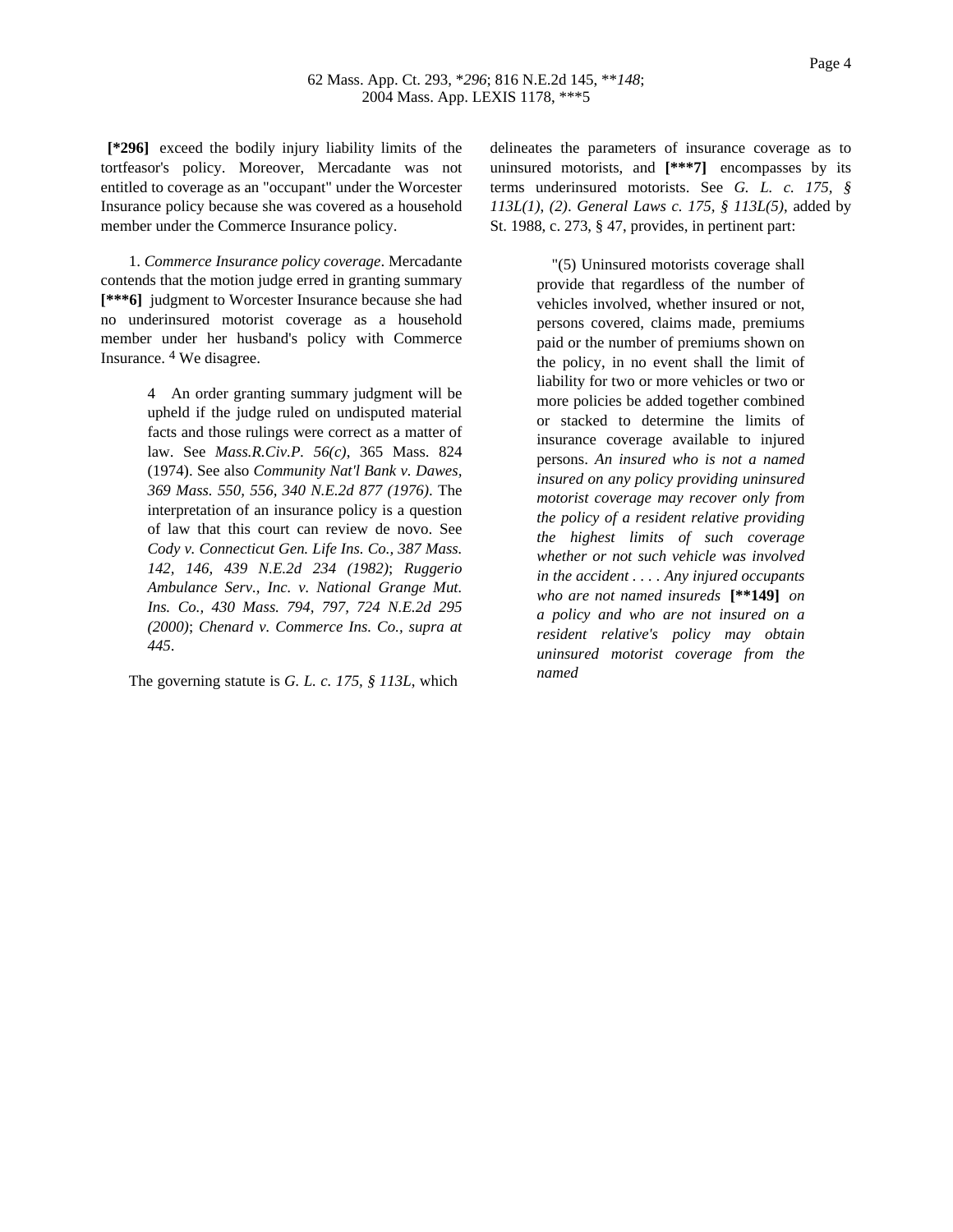**[*296]** exceed the bodily injury liability limits of the tortfeasor's policy. Moreover, Mercadante was not entitled to coverage as an "occupant" under the Worcester Insurance policy because she was covered as a household member under the Commerce Insurance policy.

1. *Commerce Insurance policy coverage*. Mercadante contends that the motion judge erred in granting summary **[***6]** judgment to Worcester Insurance because she had no underinsured motorist coverage as a household member under her husband's policy with Commerce Insurance. [4] We disagree.

> 4 An order granting summary judgment will be upheld if the judge ruled on undisputed material facts and those rulings were correct as a matter of law. See *Mass.R.Civ.P. 56(c)*, 365 Mass. 824 (1974). See also *Community Nat'l Bank v. Dawes, 369 Mass. 550, 556, 340 N.E.2d 877 (1976)*. The interpretation of an insurance policy is a question of law that this court can review de novo. See *Cody v. Connecticut Gen. Life Ins. Co., 387 Mass. 142, 146, 439 N.E.2d 234 (1982)*; *Ruggerio Ambulance Serv., Inc. v. National Grange Mut. Ins. Co., 430 Mass. 794, 797, 724 N.E.2d 295 (2000)*; *Chenard v. Commerce Ins. Co., supra at 445*.

The governing statute is *G. L. c. 175, § 113L*, which delineates the parameters of insurance coverage as to uninsured motorists, and **[***7]** encompasses by its terms underinsured motorists. See *G. L. c. 175, § 113L(1), (2)*. *General Laws c. 175, § 113L(5)*, added by St. 1988, c. 273, § 47, provides, in pertinent part:

> "(5) Uninsured motorists coverage shall provide that regardless of the number of vehicles involved, whether insured or not, persons covered, claims made, premiums paid or the number of premiums shown on the policy, in no event shall the limit of liability for two or more vehicles or two or more policies be added together combined or stacked to determine the limits of insurance coverage available to injured persons. *An insured who is not a named insured on any policy providing uninsured motorist coverage may recover only from the policy of a resident relative providing the highest limits of such coverage whether or not such vehicle was involved in the accident . . . . Any injured occupants who are not named insureds* **[**149]** *on a policy and who are not insured on a resident relative's policy may obtain uninsured motorist coverage from the named*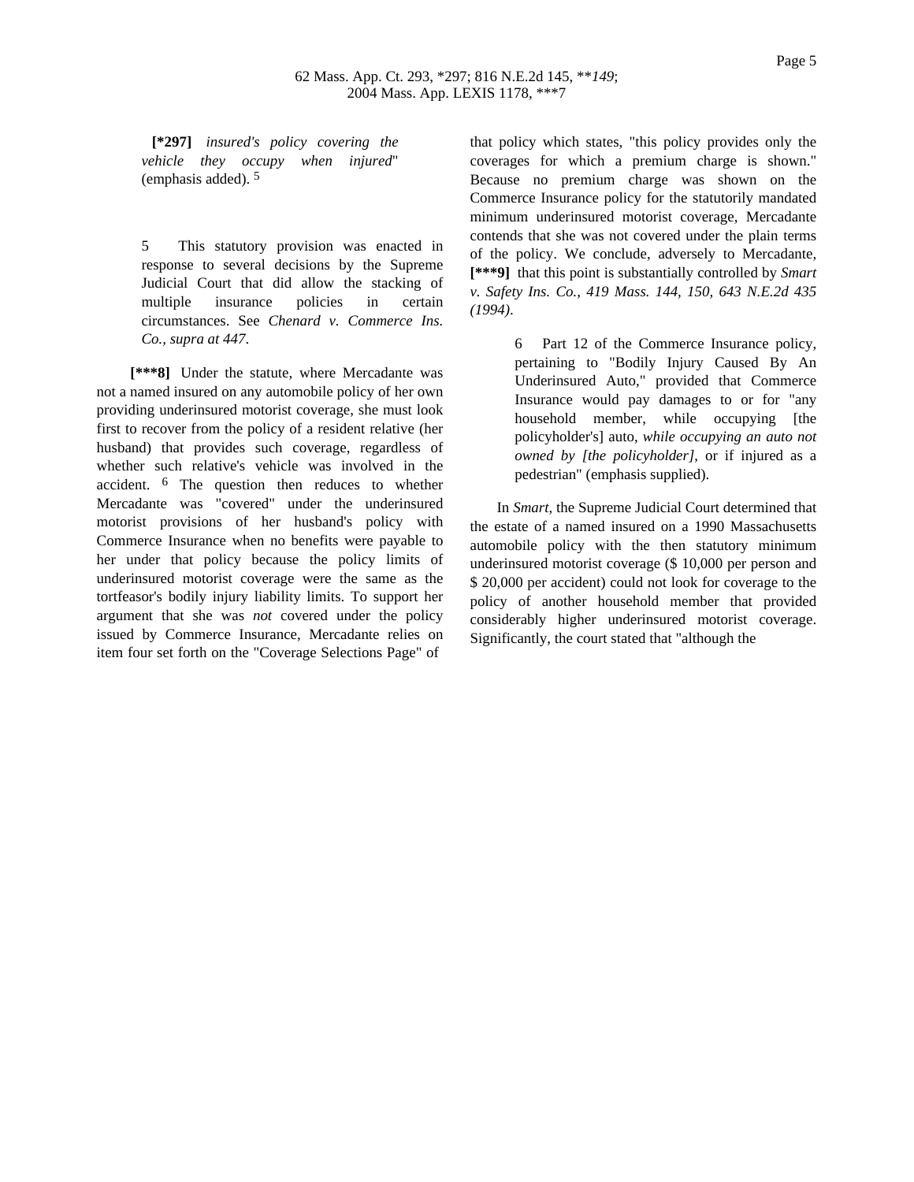**[*297]** *insured's policy covering the vehicle they occupy when injured*" (emphasis added). [5]

5 This statutory provision was enacted in response to several decisions by the Supreme Judicial Court that did allow the stacking of multiple insurance policies in certain circumstances. See *Chenard v. Commerce Ins. Co., supra at 447*.

**[***8]** Under the statute, where Mercadante was not a named insured on any automobile policy of her own providing underinsured motorist coverage, she must look first to recover from the policy of a resident relative (her husband) that provides such coverage, regardless of whether such relative's vehicle was involved in the accident. [6] The question then reduces to whether Mercadante was "covered" under the underinsured motorist provisions of her husband's policy with Commerce Insurance when no benefits were payable to her under that policy because the policy limits of underinsured motorist coverage were the same as the tortfeasor's bodily injury liability limits. To support her argument that she was *not* covered under the policy issued by Commerce Insurance, Mercadante relies on item four set forth on the "Coverage Selections Page" of that policy which states, "this policy provides only the coverages for which a premium charge is shown." Because no premium charge was shown on the Commerce Insurance policy for the statutorily mandated minimum underinsured motorist coverage, Mercadante contends that she was not covered under the plain terms of the policy. We conclude, adversely to Mercadante, **[***9]** that this point is substantially controlled by *Smart v. Safety Ins. Co., 419 Mass. 144, 150, 643 N.E.2d 435 (1994)*.

6 Part 12 of the Commerce Insurance policy, pertaining to "Bodily Injury Caused By An Underinsured Auto," provided that Commerce Insurance would pay damages to or for "any household member, while occupying [the policyholder's] auto, *while occupying an auto not owned by [the policyholder]*, or if injured as a pedestrian" (emphasis supplied).

In *Smart*, the Supreme Judicial Court determined that the estate of a named insured on a 1990 Massachusetts automobile policy with the then statutory minimum underinsured motorist coverage ($ 10,000 per person and $ 20,000 per accident) could not look for coverage to the policy of another household member that provided considerably higher underinsured motorist coverage. Significantly, the court stated that "although the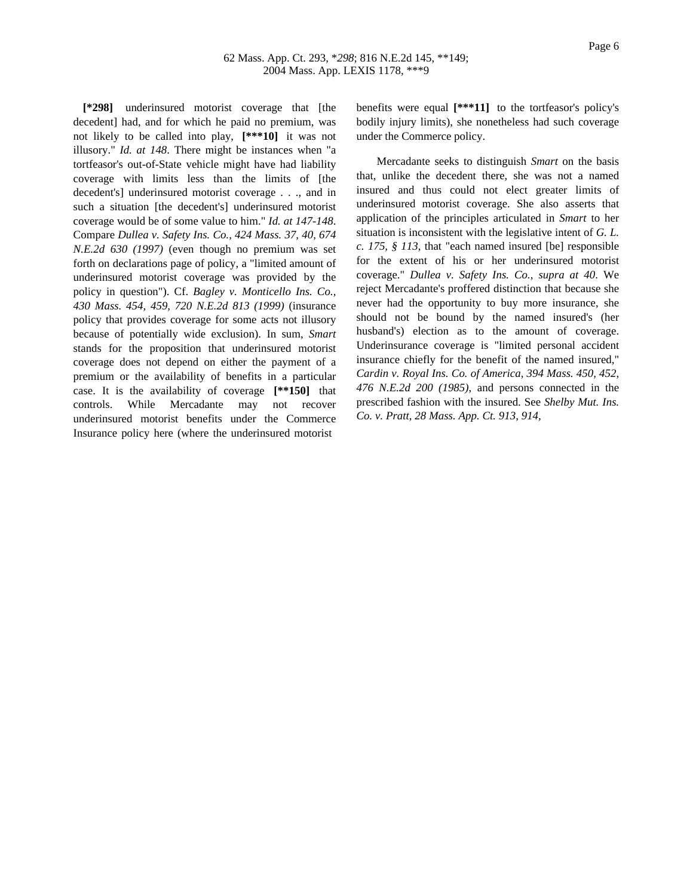**[*298]** underinsured motorist coverage that [the decedent] had, and for which he paid no premium, was not likely to be called into play, **[***10]** it was not illusory." *Id. at 148*. There might be instances when "a tortfeasor's out-of-State vehicle might have had liability coverage with limits less than the limits of [the decedent's] underinsured motorist coverage . . ., and in such a situation [the decedent's] underinsured motorist coverage would be of some value to him." *Id. at 147-148*. Compare *Dullea v. Safety Ins. Co., 424 Mass. 37, 40, 674 N.E.2d 630 (1997)* (even though no premium was set forth on declarations page of policy, a "limited amount of underinsured motorist coverage was provided by the policy in question"). Cf. *Bagley v. Monticello Ins. Co., 430 Mass. 454, 459, 720 N.E.2d 813 (1999)* (insurance policy that provides coverage for some acts not illusory because of potentially wide exclusion). In sum, *Smart* stands for the proposition that underinsured motorist coverage does not depend on either the payment of a premium or the availability of benefits in a particular case. It is the availability of coverage **[**150]** that controls. While Mercadante may not recover underinsured motorist benefits under the Commerce Insurance policy here (where the underinsured motorist benefits were equal **[***11]** to the tortfeasor's policy's bodily injury limits), she nonetheless had such coverage under the Commerce policy.

Mercadante seeks to distinguish *Smart* on the basis that, unlike the decedent there, she was not a named insured and thus could not elect greater limits of underinsured motorist coverage. She also asserts that application of the principles articulated in *Smart* to her situation is inconsistent with the legislative intent of *G. L. c. 175, § 113*, that "each named insured [be] responsible for the extent of his or her underinsured motorist coverage." *Dullea v. Safety Ins. Co., supra at 40*. We reject Mercadante's proffered distinction that because she never had the opportunity to buy more insurance, she should not be bound by the named insured's (her husband's) election as to the amount of coverage. Underinsurance coverage is "limited personal accident insurance chiefly for the benefit of the named insured," *Cardin v. Royal Ins. Co. of America, 394 Mass. 450, 452, 476 N.E.2d 200 (1985)*, and persons connected in the prescribed fashion with the insured. See *Shelby Mut. Ins. Co. v. Pratt, 28 Mass. App. Ct. 913, 914,*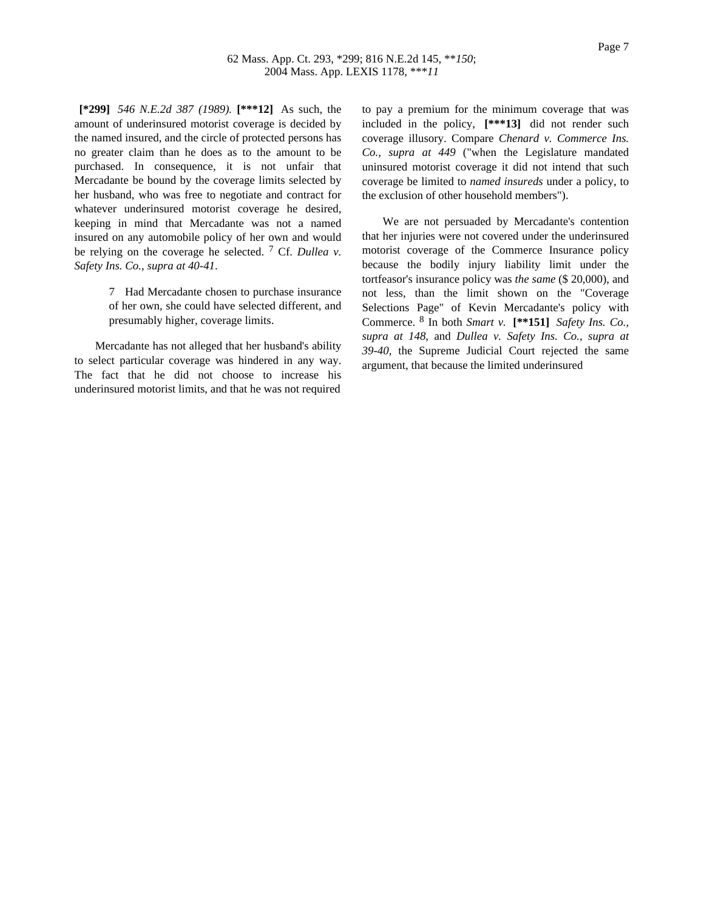**[*299]** *546 N.E.2d 387 (1989).* **[***12]** As such, the amount of underinsured motorist coverage is decided by the named insured, and the circle of protected persons has no greater claim than he does as to the amount to be purchased. In consequence, it is not unfair that Mercadante be bound by the coverage limits selected by her husband, who was free to negotiate and contract for whatever underinsured motorist coverage he desired, keeping in mind that Mercadante was not a named insured on any automobile policy of her own and would be relying on the coverage he selected. [7] Cf. *Dullea v. Safety Ins. Co., supra at 40-41*.

> 7 Had Mercadante chosen to purchase insurance of her own, she could have selected different, and presumably higher, coverage limits.

Mercadante has not alleged that her husband's ability to select particular coverage was hindered in any way. The fact that he did not choose to increase his underinsured motorist limits, and that he was not required to pay a premium for the minimum coverage that was included in the policy, **[***13]** did not render such coverage illusory. Compare *Chenard v. Commerce Ins. Co., supra at 449* ("when the Legislature mandated uninsured motorist coverage it did not intend that such coverage be limited to *named insureds* under a policy, to the exclusion of other household members").

We are not persuaded by Mercadante's contention that her injuries were not covered under the underinsured motorist coverage of the Commerce Insurance policy because the bodily injury liability limit under the tortfeasor's insurance policy was *the same* ($ 20,000), and not less, than the limit shown on the "Coverage Selections Page" of Kevin Mercadante's policy with Commerce. [8] In both *Smart v.* **[**151]** *Safety Ins. Co., supra at 148*, and *Dullea v. Safety Ins. Co., supra at 39-40*, the Supreme Judicial Court rejected the same argument, that because the limited underinsured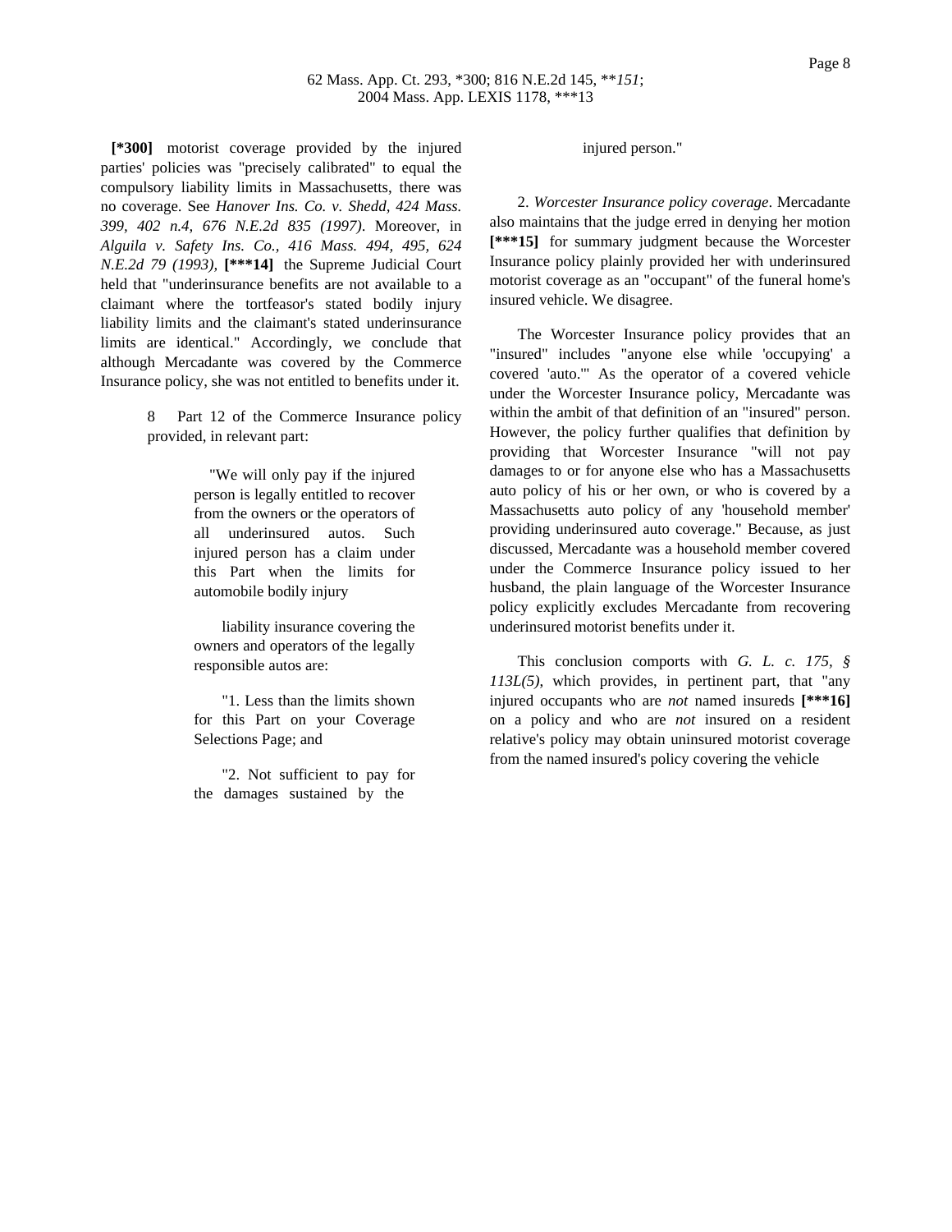**[*300]** motorist coverage provided by the injured parties' policies was "precisely calibrated" to equal the compulsory liability limits in Massachusetts, there was no coverage. See *Hanover Ins. Co. v. Shedd, 424 Mass. 399, 402 n.4, 676 N.E.2d 835 (1997)*. Moreover, in *Alguila v. Safety Ins. Co., 416 Mass. 494, 495, 624 N.E.2d 79 (1993),* **[***14]** the Supreme Judicial Court held that "underinsurance benefits are not available to a claimant where the tortfeasor's stated bodily injury liability limits and the claimant's stated underinsurance limits are identical." Accordingly, we conclude that although Mercadante was covered by the Commerce Insurance policy, she was not entitled to benefits under it.

> 8 Part 12 of the Commerce Insurance policy provided, in relevant part:
>
> > "We will only pay if the injured person is legally entitled to recover from the owners or the operators of all underinsured autos. Such injured person has a claim under this Part when the limits for automobile bodily injury
> >
> > liability insurance covering the owners and operators of the legally responsible autos are:
> >
> > "1. Less than the limits shown for this Part on your Coverage Selections Page; and
> >
> > "2. Not sufficient to pay for the damages sustained by the injured person."

2. *Worcester Insurance policy coverage*. Mercadante also maintains that the judge erred in denying her motion **[***15]** for summary judgment because the Worcester Insurance policy plainly provided her with underinsured motorist coverage as an "occupant" of the funeral home's insured vehicle. We disagree.

The Worcester Insurance policy provides that an "insured" includes "anyone else while 'occupying' a covered 'auto.'" As the operator of a covered vehicle under the Worcester Insurance policy, Mercadante was within the ambit of that definition of an "insured" person. However, the policy further qualifies that definition by providing that Worcester Insurance "will not pay damages to or for anyone else who has a Massachusetts auto policy of his or her own, or who is covered by a Massachusetts auto policy of any 'household member' providing underinsured auto coverage." Because, as just discussed, Mercadante was a household member covered under the Commerce Insurance policy issued to her husband, the plain language of the Worcester Insurance policy explicitly excludes Mercadante from recovering underinsured motorist benefits under it.

This conclusion comports with *G. L. c. 175, § 113L(5)*, which provides, in pertinent part, that "any injured occupants who are *not* named insureds **[***16]** on a policy and who are *not* insured on a resident relative's policy may obtain uninsured motorist coverage from the named insured's policy covering the vehicle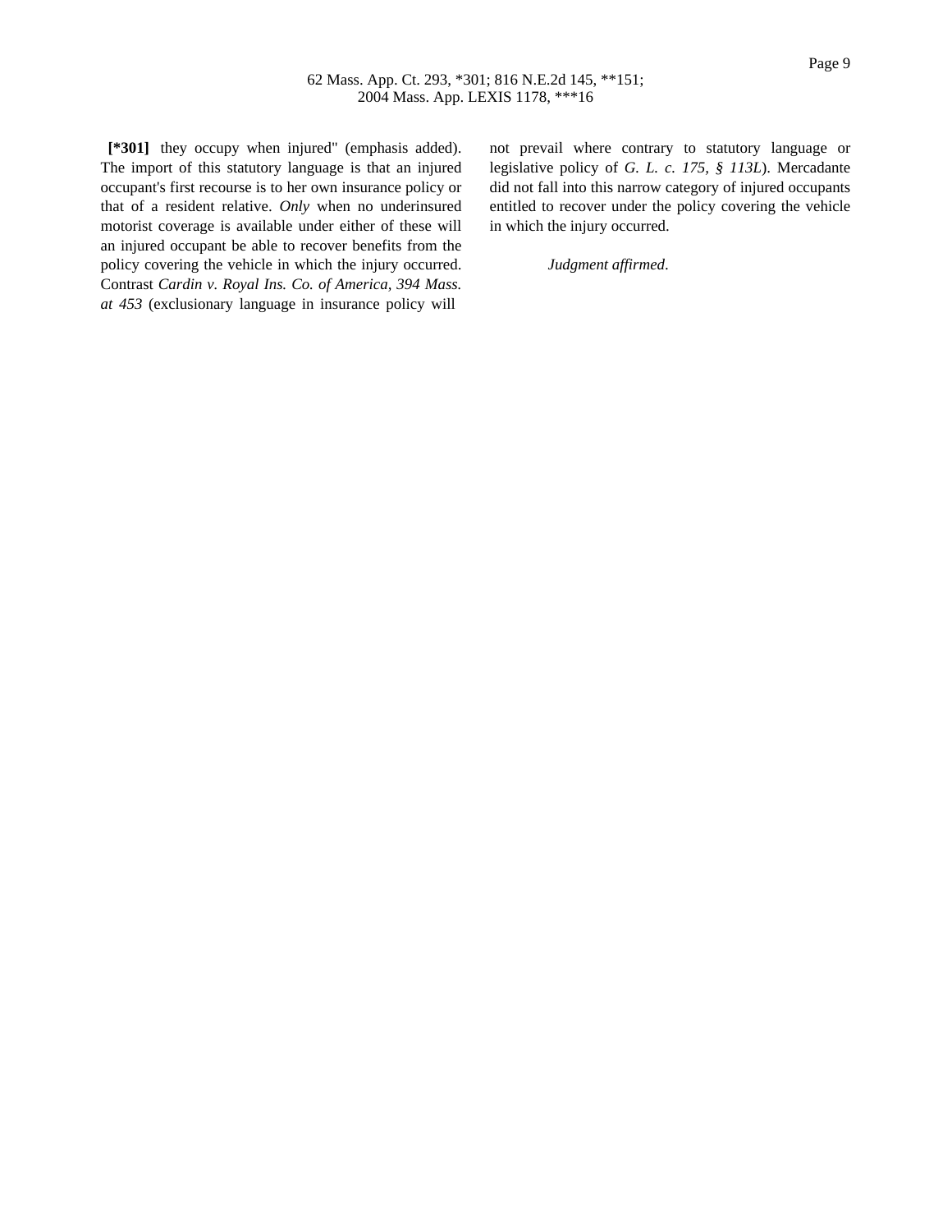**[*301]** they occupy when injured" (emphasis added). The import of this statutory language is that an injured occupant's first recourse is to her own insurance policy or that of a resident relative. *Only* when no underinsured motorist coverage is available under either of these will an injured occupant be able to recover benefits from the policy covering the vehicle in which the injury occurred. Contrast *Cardin v. Royal Ins. Co. of America, 394 Mass. at 453* (exclusionary language in insurance policy will not prevail where contrary to statutory language or legislative policy of *G. L. c. 175, § 113L*). Mercadante did not fall into this narrow category of injured occupants entitled to recover under the policy covering the vehicle in which the injury occurred.

*Judgment affirmed*.